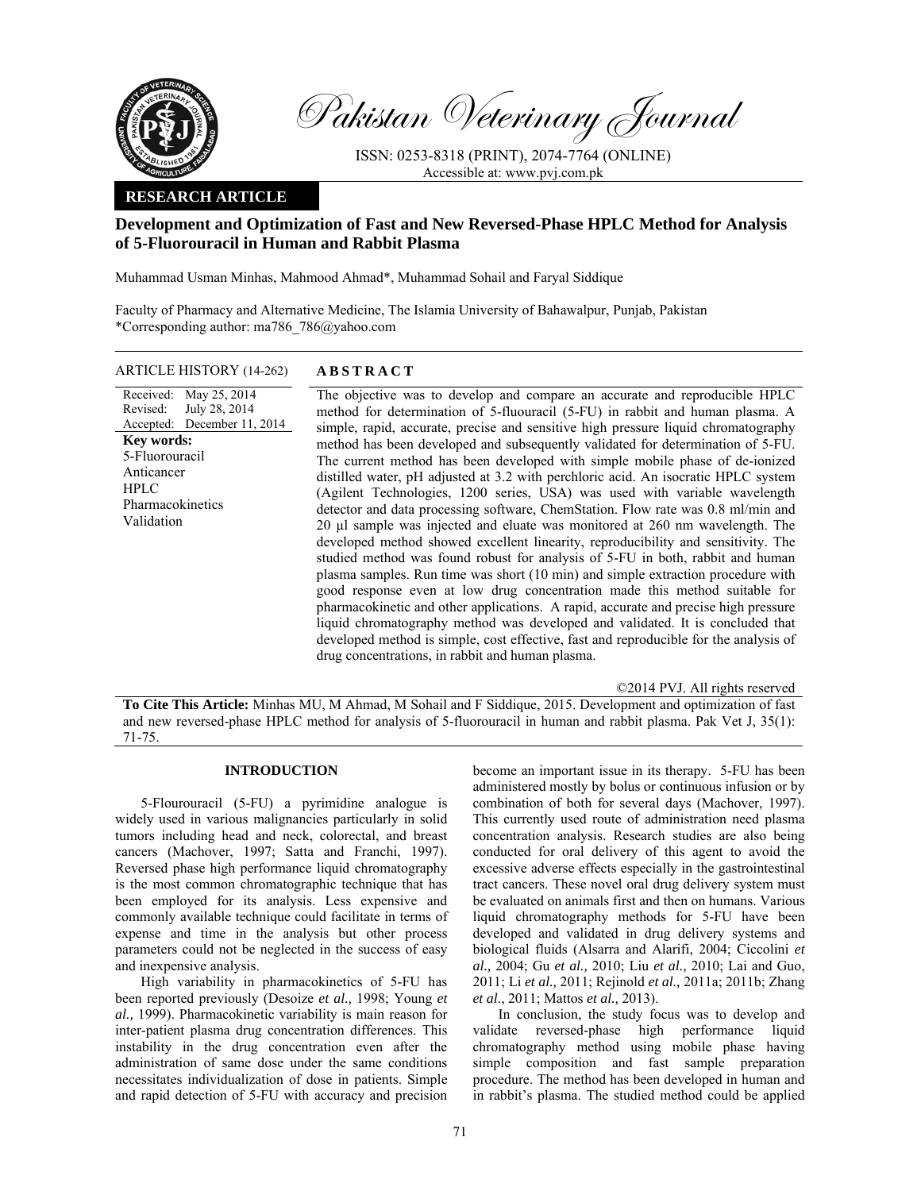# Pakistan Veterinary Journal

ISSN: 0253-8318 (PRINT), 2074-7764 (ONLINE)
Accessible at: www.pvj.com.pk

**RESEARCH ARTICLE**

## Development and Optimization of Fast and New Reversed-Phase HPLC Method for Analysis of 5-Fluorouracil in Human and Rabbit Plasma

Muhammad Usman Minhas, Mahmood Ahmad*, Muhammad Sohail and Faryal Siddique

Faculty of Pharmacy and Alternative Medicine, The Islamia University of Bahawalpur, Punjab, Pakistan
*Corresponding author: ma786_786@yahoo.com

**ARTICLE HISTORY** (14-262)

Received: May 25, 2014
Revised: July 28, 2014
Accepted: December 11, 2014

**Key words:**
5-Fluorouracil
Anticancer
HPLC
Pharmacokinetics
Validation

**ABSTRACT**

The objective was to develop and compare an accurate and reproducible HPLC method for determination of 5-fluouracil (5-FU) in rabbit and human plasma. A simple, rapid, accurate, precise and sensitive high pressure liquid chromatography method has been developed and subsequently validated for determination of 5-FU. The current method has been developed with simple mobile phase of de-ionized distilled water, pH adjusted at 3.2 with perchloric acid. An isocratic HPLC system (Agilent Technologies, 1200 series, USA) was used with variable wavelength detector and data processing software, ChemStation. Flow rate was 0.8 ml/min and 20 µl sample was injected and eluate was monitored at 260 nm wavelength. The developed method showed excellent linearity, reproducibility and sensitivity. The studied method was found robust for analysis of 5-FU in both, rabbit and human plasma samples. Run time was short (10 min) and simple extraction procedure with good response even at low drug concentration made this method suitable for pharmacokinetic and other applications. A rapid, accurate and precise high pressure liquid chromatography method was developed and validated. It is concluded that developed method is simple, cost effective, fast and reproducible for the analysis of drug concentrations, in rabbit and human plasma.

©2014 PVJ. All rights reserved

**To Cite This Article:** Minhas MU, M Ahmad, M Sohail and F Siddique, 2015. Development and optimization of fast and new reversed-phase HPLC method for analysis of 5-fluorouracil in human and rabbit plasma. Pak Vet J, 35(1): 71-75.

## INTRODUCTION

5-Flourouracil (5-FU) a pyrimidine analogue is widely used in various malignancies particularly in solid tumors including head and neck, colorectal, and breast cancers (Machover, 1997; Satta and Franchi, 1997). Reversed phase high performance liquid chromatography is the most common chromatographic technique that has been employed for its analysis. Less expensive and commonly available technique could facilitate in terms of expense and time in the analysis but other process parameters could not be neglected in the success of easy and inexpensive analysis.

High variability in pharmacokinetics of 5-FU has been reported previously (Desoize *et al.,* 1998; Young *et al.,* 1999). Pharmacokinetic variability is main reason for inter-patient plasma drug concentration differences. This instability in the drug concentration even after the administration of same dose under the same conditions necessitates individualization of dose in patients. Simple and rapid detection of 5-FU with accuracy and precision become an important issue in its therapy. 5-FU has been administered mostly by bolus or continuous infusion or by combination of both for several days (Machover, 1997). This currently used route of administration need plasma concentration analysis. Research studies are also being conducted for oral delivery of this agent to avoid the excessive adverse effects especially in the gastrointestinal tract cancers. These novel oral drug delivery system must be evaluated on animals first and then on humans. Various liquid chromatography methods for 5-FU have been developed and validated in drug delivery systems and biological fluids (Alsarra and Alarifi, 2004; Ciccolini *et al.,* 2004; Gu *et al.,* 2010; Liu *et al.,* 2010; Lai and Guo, 2011; Li *et al.,* 2011; Rejinold *et al.,* 2011a; 2011b; Zhang *et al*., 2011; Mattos *et al.,* 2013).

In conclusion, the study focus was to develop and validate reversed-phase high performance liquid chromatography method using mobile phase having simple composition and fast sample preparation procedure. The method has been developed in human and in rabbit's plasma. The studied method could be applied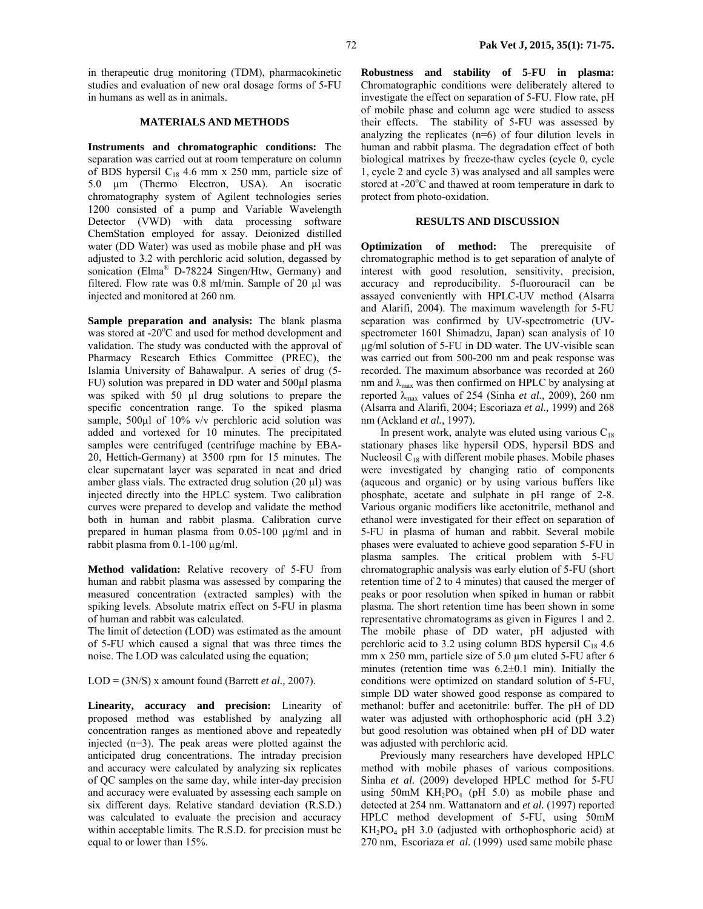in therapeutic drug monitoring (TDM), pharmacokinetic studies and evaluation of new oral dosage forms of 5-FU in humans as well as in animals.

## MATERIALS AND METHODS

**Instruments and chromatographic conditions:** The separation was carried out at room temperature on column of BDS hypersil $C_{18}$ 4.6 mm x 250 mm, particle size of 5.0 µm (Thermo Electron, USA). An isocratic chromatography system of Agilent technologies series 1200 consisted of a pump and Variable Wavelength Detector (VWD) with data processing software ChemStation employed for assay. Deionized distilled water (DD Water) was used as mobile phase and pH was adjusted to 3.2 with perchloric acid solution, degassed by sonication (Elma® D-78224 Singen/Htw, Germany) and filtered. Flow rate was 0.8 ml/min. Sample of 20 µl was injected and monitored at 260 nm.

**Sample preparation and analysis:** The blank plasma was stored at -20°C and used for method development and validation. The study was conducted with the approval of Pharmacy Research Ethics Committee (PREC), the Islamia University of Bahawalpur. A series of drug (5-FU) solution was prepared in DD water and 500µl plasma was spiked with 50 µl drug solutions to prepare the specific concentration range. To the spiked plasma sample, 500µl of 10% v/v perchloric acid solution was added and vortexed for 10 minutes. The precipitated samples were centrifuged (centrifuge machine by EBA-20, Hettich-Germany) at 3500 rpm for 15 minutes. The clear supernatant layer was separated in neat and dried amber glass vials. The extracted drug solution (20 µl) was injected directly into the HPLC system. Two calibration curves were prepared to develop and validate the method both in human and rabbit plasma. Calibration curve prepared in human plasma from 0.05-100 µg/ml and in rabbit plasma from 0.1-100 µg/ml.

**Method validation:** Relative recovery of 5-FU from human and rabbit plasma was assessed by comparing the measured concentration (extracted samples) with the spiking levels. Absolute matrix effect on 5-FU in plasma of human and rabbit was calculated.

The limit of detection (LOD) was estimated as the amount of 5-FU which caused a signal that was three times the noise. The LOD was calculated using the equation;

LOD = (3N/S) x amount found (Barrett *et al.,* 2007).

**Linearity, accuracy and precision:** Linearity of proposed method was established by analyzing all concentration ranges as mentioned above and repeatedly injected (n=3). The peak areas were plotted against the anticipated drug concentrations. The intraday precision and accuracy were calculated by analyzing six replicates of QC samples on the same day, while inter-day precision and accuracy were evaluated by assessing each sample on six different days. Relative standard deviation (R.S.D.) was calculated to evaluate the precision and accuracy within acceptable limits. The R.S.D. for precision must be equal to or lower than 15%.

**Robustness and stability of 5-FU in plasma:** Chromatographic conditions were deliberately altered to investigate the effect on separation of 5-FU. Flow rate, pH of mobile phase and column age were studied to assess their effects. The stability of 5-FU was assessed by analyzing the replicates (n=6) of four dilution levels in human and rabbit plasma. The degradation effect of both biological matrixes by freeze-thaw cycles (cycle 0, cycle 1, cycle 2 and cycle 3) was analysed and all samples were stored at -20°C and thawed at room temperature in dark to protect from photo-oxidation.

## RESULTS AND DISCUSSION

**Optimization of method:** The prerequisite of chromatographic method is to get separation of analyte of interest with good resolution, sensitivity, precision, accuracy and reproducibility. 5-fluorouracil can be assayed conveniently with HPLC-UV method (Alsarra and Alarifi, 2004). The maximum wavelength for 5-FU separation was confirmed by UV-spectrometric (UV-spectrometer 1601 Shimadzu, Japan) scan analysis of 10 µg/ml solution of 5-FU in DD water. The UV-visible scan was carried out from 500-200 nm and peak response was recorded. The maximum absorbance was recorded at 260 nm and $\lambda_{max}$ was then confirmed on HPLC by analysing at reported $\lambda_{max}$ values of 254 (Sinha *et al.,* 2009), 260 nm (Alsarra and Alarifi, 2004; Escoriaza *et al.,* 1999) and 268 nm (Ackland *et al.,* 1997).

In present work, analyte was eluted using various $C_{18}$ stationary phases like hypersil ODS, hypersil BDS and Nucleosil $C_{18}$ with different mobile phases. Mobile phases were investigated by changing ratio of components (aqueous and organic) or by using various buffers like phosphate, acetate and sulphate in pH range of 2-8. Various organic modifiers like acetonitrile, methanol and ethanol were investigated for their effect on separation of 5-FU in plasma of human and rabbit. Several mobile phases were evaluated to achieve good separation 5-FU in plasma samples. The critical problem with 5-FU chromatographic analysis was early elution of 5-FU (short retention time of 2 to 4 minutes) that caused the merger of peaks or poor resolution when spiked in human or rabbit plasma. The short retention time has been shown in some representative chromatograms as given in Figures 1 and 2. The mobile phase of DD water, pH adjusted with perchloric acid to 3.2 using column BDS hypersil $C_{18}$ 4.6 mm x 250 mm, particle size of 5.0 µm eluted 5-FU after 6 minutes (retention time was 6.2±0.1 min). Initially the conditions were optimized on standard solution of 5-FU, simple DD water showed good response as compared to methanol: buffer and acetonitrile: buffer. The pH of DD water was adjusted with orthophosphoric acid (pH 3.2) but good resolution was obtained when pH of DD water was adjusted with perchloric acid.

Previously many researchers have developed HPLC method with mobile phases of various compositions. Sinha *et al.* (2009) developed HPLC method for 5-FU using 50mM $KH_2PO_4$ (pH 5.0) as mobile phase and detected at 254 nm. Wattanatorn and *et al.* (1997) reported HPLC method development of 5-FU, using 50mM $KH_2PO_4$ pH 3.0 (adjusted with orthophosphoric acid) at 270 nm, Escoriaza *et al.* (1999) used same mobile phase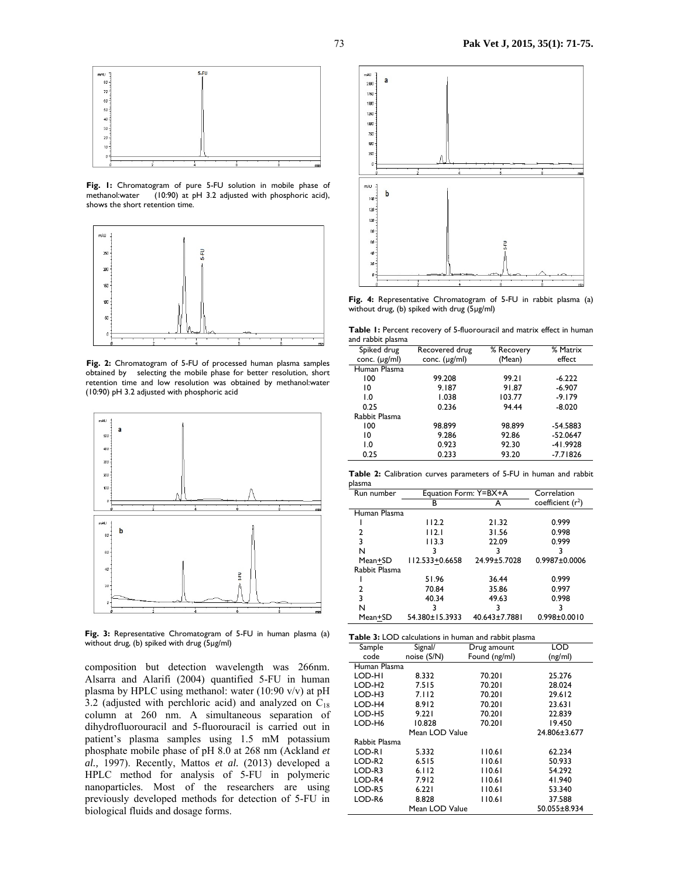**Fig. 1:** Chromatogram of pure 5-FU solution in mobile phase of methanol:water (10:90) at pH 3.2 adjusted with phosphoric acid), shows the short retention time.

**Fig. 2:** Chromatogram of 5-FU of processed human plasma samples obtained by selecting the mobile phase for better resolution, short retention time and low resolution was obtained by methanol:water (10:90) pH 3.2 adjusted with phosphoric acid

**Fig. 3:** Representative Chromatogram of 5-FU in human plasma (a) without drug, (b) spiked with drug (5µg/ml)

composition but detection wavelength was 266nm. Alsarra and Alarifi (2004) quantified 5-FU in human plasma by HPLC using methanol: water (10:90 v/v) at pH 3.2 (adjusted with perchloric acid) and analyzed on $C_{18}$ column at 260 nm. A simultaneous separation of dihydrofluorouracil and 5-fluorouracil is carried out in patient's plasma samples using 1.5 mM potassium phosphate mobile phase of pH 8.0 at 268 nm (Ackland *et al.,* 1997). Recently, Mattos *et al.* (2013) developed a HPLC method for analysis of 5-FU in polymeric nanoparticles. Most of the researchers are using previously developed methods for detection of 5-FU in biological fluids and dosage forms.

**Fig. 4:** Representative Chromatogram of 5-FU in rabbit plasma (a) without drug, (b) spiked with drug (5µg/ml)

**Table 1:** Percent recovery of 5-fluorouracil and matrix effect in human and rabbit plasma

| Spiked drug conc. (µg/ml) | Recovered drug conc. (µg/ml) | % Recovery (Mean) | % Matrix effect |
|---|---|---|---|
| Human Plasma | | | |
| 100 | 99.208 | 99.21 | -6.222 |
| 10 | 9.187 | 91.87 | -6.907 |
| 1.0 | 1.038 | 103.77 | -9.179 |
| 0.25 | 0.236 | 94.44 | -8.020 |
| Rabbit Plasma | | | |
| 100 | 98.899 | 98.899 | -54.5883 |
| 10 | 9.286 | 92.86 | -52.0647 |
| 1.0 | 0.923 | 92.30 | -41.9928 |
| 0.25 | 0.233 | 93.20 | -7.71826 |

**Table 2:** Calibration curves parameters of 5-FU in human and rabbit plasma

| Run number | Equation Form: Y=BX+A | | Correlation coefficient ($r^2$) |
|---|---|---|---|
| | B | A | |
| Human Plasma | | | |
| 1 | 112.2 | 21.32 | 0.999 |
| 2 | 112.1 | 31.56 | 0.998 |
| 3 | 113.3 | 22.09 | 0.999 |
| N | 3 | 3 | 3 |
| Mean±SD | 112.533±0.6658 | 24.99±5.7028 | 0.9987±0.0006 |
| Rabbit Plasma | | | |
| 1 | 51.96 | 36.44 | 0.999 |
| 2 | 70.84 | 35.86 | 0.997 |
| 3 | 40.34 | 49.63 | 0.998 |
| N | 3 | 3 | 3 |
| Mean±SD | 54.380±15.3933 | 40.643±7.7881 | 0.998±0.0010 |

**Table 3:** LOD calculations in human and rabbit plasma

| Sample code | Signal/ noise (S/N) | Drug amount Found (ng/ml) | LOD (ng/ml) |
|---|---|---|---|
| Human Plasma | | | |
| LOD-H1 | 8.332 | 70.201 | 25.276 |
| LOD-H2 | 7.515 | 70.201 | 28.024 |
| LOD-H3 | 7.112 | 70.201 | 29.612 |
| LOD-H4 | 8.912 | 70.201 | 23.631 |
| LOD-H5 | 9.221 | 70.201 | 22.839 |
| LOD-H6 | 10.828 | 70.201 | 19.450 |
| | Mean LOD Value | | 24.806±3.677 |
| Rabbit Plasma | | | |
| LOD-R1 | 5.332 | 110.61 | 62.234 |
| LOD-R2 | 6.515 | 110.61 | 50.933 |
| LOD-R3 | 6.112 | 110.61 | 54.292 |
| LOD-R4 | 7.912 | 110.61 | 41.940 |
| LOD-R5 | 6.221 | 110.61 | 53.340 |
| LOD-R6 | 8.828 | 110.61 | 37.588 |
| | Mean LOD Value | | 50.055±8.934 |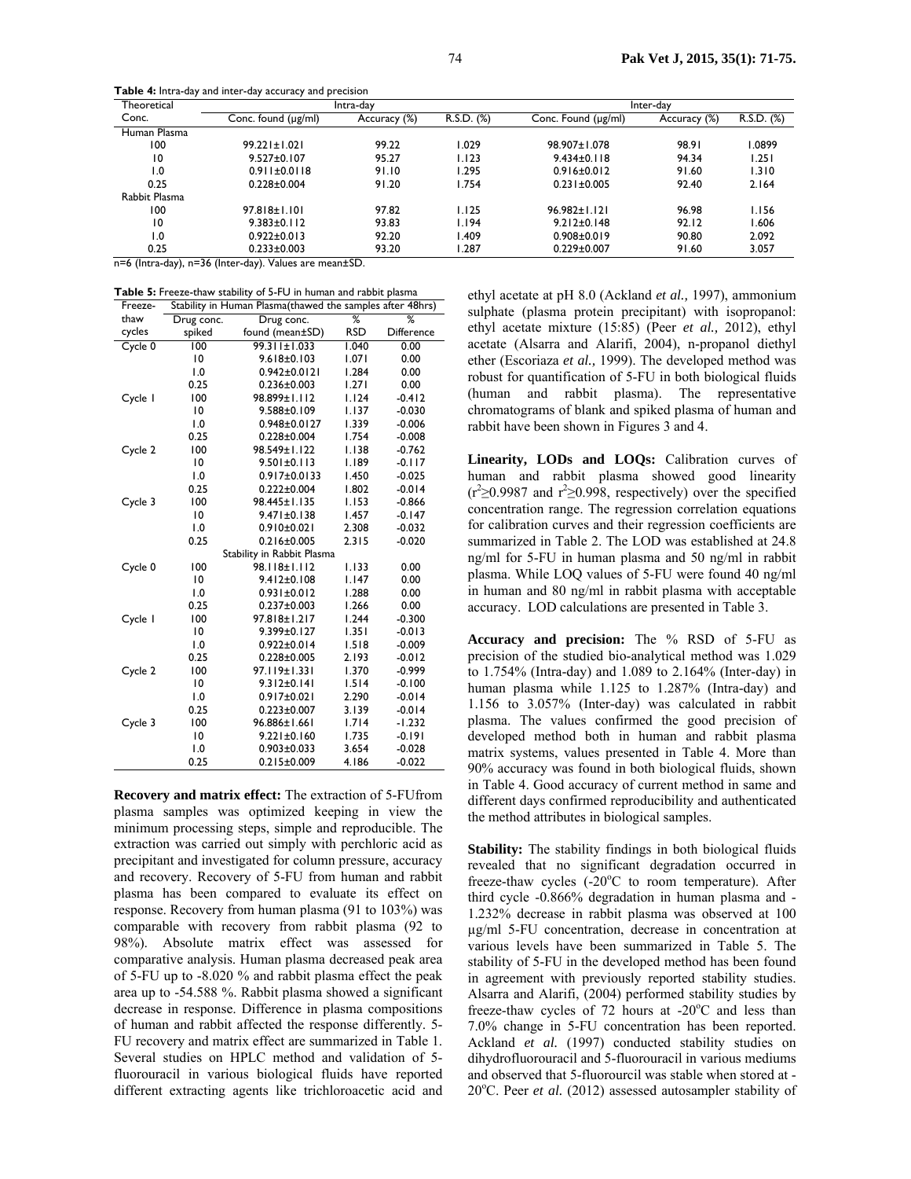**Table 4:** Intra-day and inter-day accuracy and precision

| Theoretical Conc. | Intra-day | | | Inter-day | | |
|---|---|---|---|---|---|---|
| | Conc. found (µg/ml) | Accuracy (%) | R.S.D. (%) | Conc. Found (µg/ml) | Accuracy (%) | R.S.D. (%) |
| Human Plasma | | | | | | |
| 100 | 99.221±1.021 | 99.22 | 1.029 | 98.907±1.078 | 98.91 | 1.0899 |
| 10 | 9.527±0.107 | 95.27 | 1.123 | 9.434±0.118 | 94.34 | 1.251 |
| 1.0 | 0.911±0.0118 | 91.10 | 1.295 | 0.916±0.012 | 91.60 | 1.310 |
| 0.25 | 0.228±0.004 | 91.20 | 1.754 | 0.231±0.005 | 92.40 | 2.164 |
| Rabbit Plasma | | | | | | |
| 100 | 97.818±1.101 | 97.82 | 1.125 | 96.982±1.121 | 96.98 | 1.156 |
| 10 | 9.383±0.112 | 93.83 | 1.194 | 9.212±0.148 | 92.12 | 1.606 |
| 1.0 | 0.922±0.013 | 92.20 | 1.409 | 0.908±0.019 | 90.80 | 2.092 |
| 0.25 | 0.233±0.003 | 93.20 | 1.287 | 0.229±0.007 | 91.60 | 3.057 |

n=6 (Intra-day), n=36 (Inter-day). Values are mean±SD.

**Table 5:** Freeze-thaw stability of 5-FU in human and rabbit plasma

| Freeze-thaw cycles | Stability in Human Plasma(thawed the samples after 48hrs) | | | |
|---|---|---|---|---|
| | Drug conc. spiked | Drug conc. found (mean±SD) | % RSD | % Difference |
| Cycle 0 | 100 | 99.311±1.033 | 1.040 | 0.00 |
| | 10 | 9.618±0.103 | 1.071 | 0.00 |
| | 1.0 | 0.942±0.0121 | 1.284 | 0.00 |
| | 0.25 | 0.236±0.003 | 1.271 | 0.00 |
| Cycle 1 | 100 | 98.899±1.112 | 1.124 | -0.412 |
| | 10 | 9.588±0.109 | 1.137 | -0.030 |
| | 1.0 | 0.948±0.0127 | 1.339 | -0.006 |
| | 0.25 | 0.228±0.004 | 1.754 | -0.008 |
| Cycle 2 | 100 | 98.549±1.122 | 1.138 | -0.762 |
| | 10 | 9.501±0.113 | 1.189 | -0.117 |
| | 1.0 | 0.917±0.0133 | 1.450 | -0.025 |
| | 0.25 | 0.222±0.004 | 1.802 | -0.014 |
| Cycle 3 | 100 | 98.445±1.135 | 1.153 | -0.866 |
| | 10 | 9.471±0.138 | 1.457 | -0.147 |
| | 1.0 | 0.910±0.021 | 2.308 | -0.032 |
| | 0.25 | 0.216±0.005 | 2.315 | -0.020 |
| | Stability in Rabbit Plasma | | | |
| Cycle 0 | 100 | 98.118±1.112 | 1.133 | 0.00 |
| | 10 | 9.412±0.108 | 1.147 | 0.00 |
| | 1.0 | 0.931±0.012 | 1.288 | 0.00 |
| | 0.25 | 0.237±0.003 | 1.266 | 0.00 |
| Cycle 1 | 100 | 97.818±1.217 | 1.244 | -0.300 |
| | 10 | 9.399±0.127 | 1.351 | -0.013 |
| | 1.0 | 0.922±0.014 | 1.518 | -0.009 |
| | 0.25 | 0.228±0.005 | 2.193 | -0.012 |
| Cycle 2 | 100 | 97.119±1.331 | 1.370 | -0.999 |
| | 10 | 9.312±0.141 | 1.514 | -0.100 |
| | 1.0 | 0.917±0.021 | 2.290 | -0.014 |
| | 0.25 | 0.223±0.007 | 3.139 | -0.014 |
| Cycle 3 | 100 | 96.886±1.661 | 1.714 | -1.232 |
| | 10 | 9.221±0.160 | 1.735 | -0.191 |
| | 1.0 | 0.903±0.033 | 3.654 | -0.028 |
| | 0.25 | 0.215±0.009 | 4.186 | -0.022 |

**Recovery and matrix effect:** The extraction of 5-FUfrom plasma samples was optimized keeping in view the minimum processing steps, simple and reproducible. The extraction was carried out simply with perchloric acid as precipitant and investigated for column pressure, accuracy and recovery. Recovery of 5-FU from human and rabbit plasma has been compared to evaluate its effect on response. Recovery from human plasma (91 to 103%) was comparable with recovery from rabbit plasma (92 to 98%). Absolute matrix effect was assessed for comparative analysis. Human plasma decreased peak area of 5-FU up to -8.020 % and rabbit plasma effect the peak area up to -54.588 %. Rabbit plasma showed a significant decrease in response. Difference in plasma compositions of human and rabbit affected the response differently. 5-FU recovery and matrix effect are summarized in Table 1. Several studies on HPLC method and validation of 5-fluorouracil in various biological fluids have reported different extracting agents like trichloroacetic acid and ethyl acetate at pH 8.0 (Ackland *et al.,* 1997), ammonium sulphate (plasma protein precipitant) with isopropanol: ethyl acetate mixture (15:85) (Peer *et al.,* 2012), ethyl acetate (Alsarra and Alarifi, 2004), n-propanol diethyl ether (Escoriaza *et al.,* 1999). The developed method was robust for quantification of 5-FU in both biological fluids (human and rabbit plasma). The representative chromatograms of blank and spiked plasma of human and rabbit have been shown in Figures 3 and 4.

**Linearity, LODs and LOQs:** Calibration curves of human and rabbit plasma showed good linearity ($r^2 \geq 0.9987$ and $r^2 \geq 0.998$, respectively) over the specified concentration range. The regression correlation equations for calibration curves and their regression coefficients are summarized in Table 2. The LOD was established at 24.8 ng/ml for 5-FU in human plasma and 50 ng/ml in rabbit plasma. While LOQ values of 5-FU were found 40 ng/ml in human and 80 ng/ml in rabbit plasma with acceptable accuracy. LOD calculations are presented in Table 3.

**Accuracy and precision:** The % RSD of 5-FU as precision of the studied bio-analytical method was 1.029 to 1.754% (Intra-day) and 1.089 to 2.164% (Inter-day) in human plasma while 1.125 to 1.287% (Intra-day) and 1.156 to 3.057% (Inter-day) was calculated in rabbit plasma. The values confirmed the good precision of developed method both in human and rabbit plasma matrix systems, values presented in Table 4. More than 90% accuracy was found in both biological fluids, shown in Table 4. Good accuracy of current method in same and different days confirmed reproducibility and authenticated the method attributes in biological samples.

**Stability:** The stability findings in both biological fluids revealed that no significant degradation occurred in freeze-thaw cycles (-20°C to room temperature). After third cycle -0.866% degradation in human plasma and -1.232% decrease in rabbit plasma was observed at 100 µg/ml 5-FU concentration, decrease in concentration at various levels have been summarized in Table 5. The stability of 5-FU in the developed method has been found in agreement with previously reported stability studies. Alsarra and Alarifi, (2004) performed stability studies by freeze-thaw cycles of 72 hours at -20°C and less than 7.0% change in 5-FU concentration has been reported. Ackland *et al.* (1997) conducted stability studies on dihydrofluorouracil and 5-fluorouracil in various mediums and observed that 5-fluorourcil was stable when stored at -20°C. Peer *et al.* (2012) assessed autosampler stability of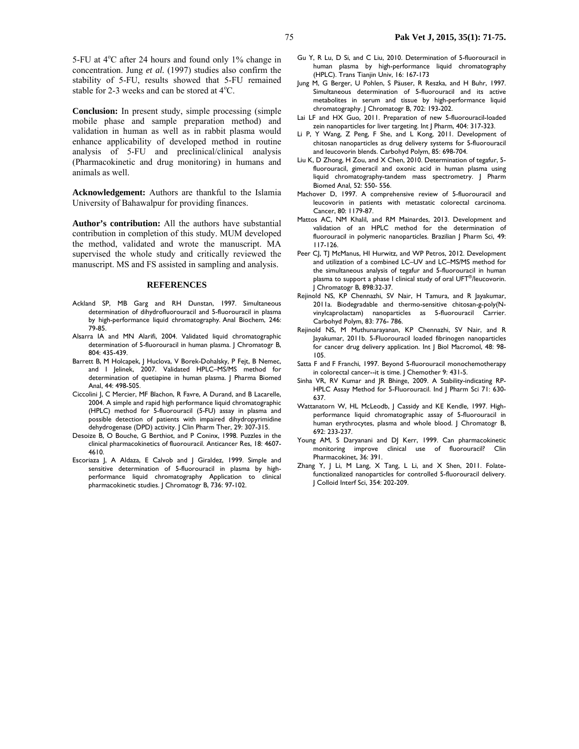5-FU at 4°C after 24 hours and found only 1% change in concentration. Jung *et al.* (1997) studies also confirm the stability of 5-FU, results showed that 5-FU remained stable for 2-3 weeks and can be stored at 4°C.

**Conclusion:** In present study, simple processing (simple mobile phase and sample preparation method) and validation in human as well as in rabbit plasma would enhance applicability of developed method in routine analysis of 5-FU and preclinical/clinical analysis (Pharmacokinetic and drug monitoring) in humans and animals as well.

**Acknowledgement:** Authors are thankful to the Islamia University of Bahawalpur for providing finances.

**Author's contribution:** All the authors have substantial contribution in completion of this study. MUM developed the method, validated and wrote the manuscript. MA supervised the whole study and critically reviewed the manuscript. MS and FS assisted in sampling and analysis.

## REFERENCES

Ackland SP, MB Garg and RH Dunstan, 1997. Simultaneous determination of dihydrofluorouracil and 5-fluorouracil in plasma by high-performance liquid chromatography. Anal Biochem, 246: 79-85.

Alsarra IA and MN Alarifi, 2004. Validated liquid chromatographic determination of 5-fluorouracil in human plasma. J Chromatogr B, 804: 435-439.

Barrett B, M Holcapek, J Huclova, V Borek-Dohalsky, P Fejt, B Nemec, and I Jelinek, 2007. Validated HPLC–MS/MS method for determination of quetiapine in human plasma. J Pharma Biomed Anal, 44: 498-505.

Ciccolini J, C Mercier, MF Blachon, R Favre, A Durand, and B Lacarelle, 2004. A simple and rapid high performance liquid chromatographic (HPLC) method for 5-fluorouracil (5-FU) assay in plasma and possible detection of patients with impaired dihydropyrimidine dehydrogenase (DPD) activity. J Clin Pharm Ther, 29: 307-315.

Desoize B, O Bouche, G Berthiot, and P Coninx, 1998. Puzzles in the clinical pharmacokinetics of fluorouracil. Anticancer Res, 18: 4607-4610.

Escoriaza J, A Aldaza, E Calvob and J Giraldez, 1999. Simple and sensitive determination of 5-fluorouracil in plasma by high-performance liquid chromatography Application to clinical pharmacokinetic studies. J Chromatogr B, 736: 97-102.

Gu Y, R Lu, D Si, and C Liu, 2010. Determination of 5-fluorouracil in human plasma by high-performance liquid chromatography (HPLC). Trans Tianjin Univ, 16: 167-173

Jung M, G Berger, U Pohlen, S Päuser, R Reszka, and H Buhr, 1997. Simultaneous determination of 5-fluorouracil and its active metabolites in serum and tissue by high-performance liquid chromatography. J Chromatogr B, 702: 193-202.

Lai LF and HX Guo, 2011. Preparation of new 5-fluorouracil-loaded zein nanoparticles for liver targeting. Int J Pharm, 404: 317-323.

Li P, Y Wang, Z Peng, F She, and L Kong, 2011. Development of chitosan nanoparticles as drug delivery systems for 5-fluorouracil and leucovorin blends. Carbohyd Polym, 85: 698-704.

Liu K, D Zhong, H Zou, and X Chen, 2010. Determination of tegafur, 5-fluorouracil, gimeracil and oxonic acid in human plasma using liquid chromatography-tandem mass spectrometry. J Pharm Biomed Anal, 52: 550- 556.

Machover D, 1997. A comprehensive review of 5-fluorouracil and leucovorin in patients with metastatic colorectal carcinoma. Cancer, 80: 1179-87.

Mattos AC, NM Khalil, and RM Mainardes, 2013. Development and validation of an HPLC method for the determination of fluorouracil in polymeric nanoparticles. Brazilian J Pharm Sci, 49: 117-126.

Peer CJ, TJ McManus, HI Hurwitz, and WP Petros, 2012. Development and utilization of a combined LC–UV and LC–MS/MS method for the simultaneous analysis of tegafur and 5-fluorouracil in human plasma to support a phase I clinical study of oral UFT®/leucovorin. J Chromatogr B, 898:32-37.

Rejinold NS, KP Chennazhi, SV Nair, H Tamura, and R Jayakumar, 2011a. Biodegradable and thermo-sensitive chitosan-g-poly(N-vinylcaprolactam) nanoparticles as 5-fluorouracil Carrier. Carbohyd Polym, 83: 776- 786.

Rejinold NS, M Muthunarayanan, KP Chennazhi, SV Nair, and R Jayakumar, 2011b. 5-Fluorouracil loaded fibrinogen nanoparticles for cancer drug delivery application. Int J Biol Macromol, 48: 98-105.

Satta F and F Franchi, 1997. Beyond 5-fluorouracil monochemotherapy in colorectal cancer--it is time. J Chemother 9: 431-5.

Sinha VR, RV Kumar and JR Bhinge, 2009. A Stability-indicating RP-HPLC Assay Method for 5-Fluorouracil. Ind J Pharm Sci 71: 630-637.

Wattanatorn W, HL McLeodb, J Cassidy and KE Kendle, 1997. High-performance liquid chromatographic assay of 5-fluorouracil in human erythrocytes, plasma and whole blood. J Chromatogr B, 692: 233-237.

Young AM, S Daryanani and DJ Kerr, 1999. Can pharmacokinetic monitoring improve clinical use of fluorouracil? Clin Pharmacokinet, 36: 391.

Zhang Y, J Li, M Lang, X Tang, L Li, and X Shen, 2011. Folate-functionalized nanoparticles for controlled 5-fluorouracil delivery. J Colloid Interf Sci, 354: 202-209.